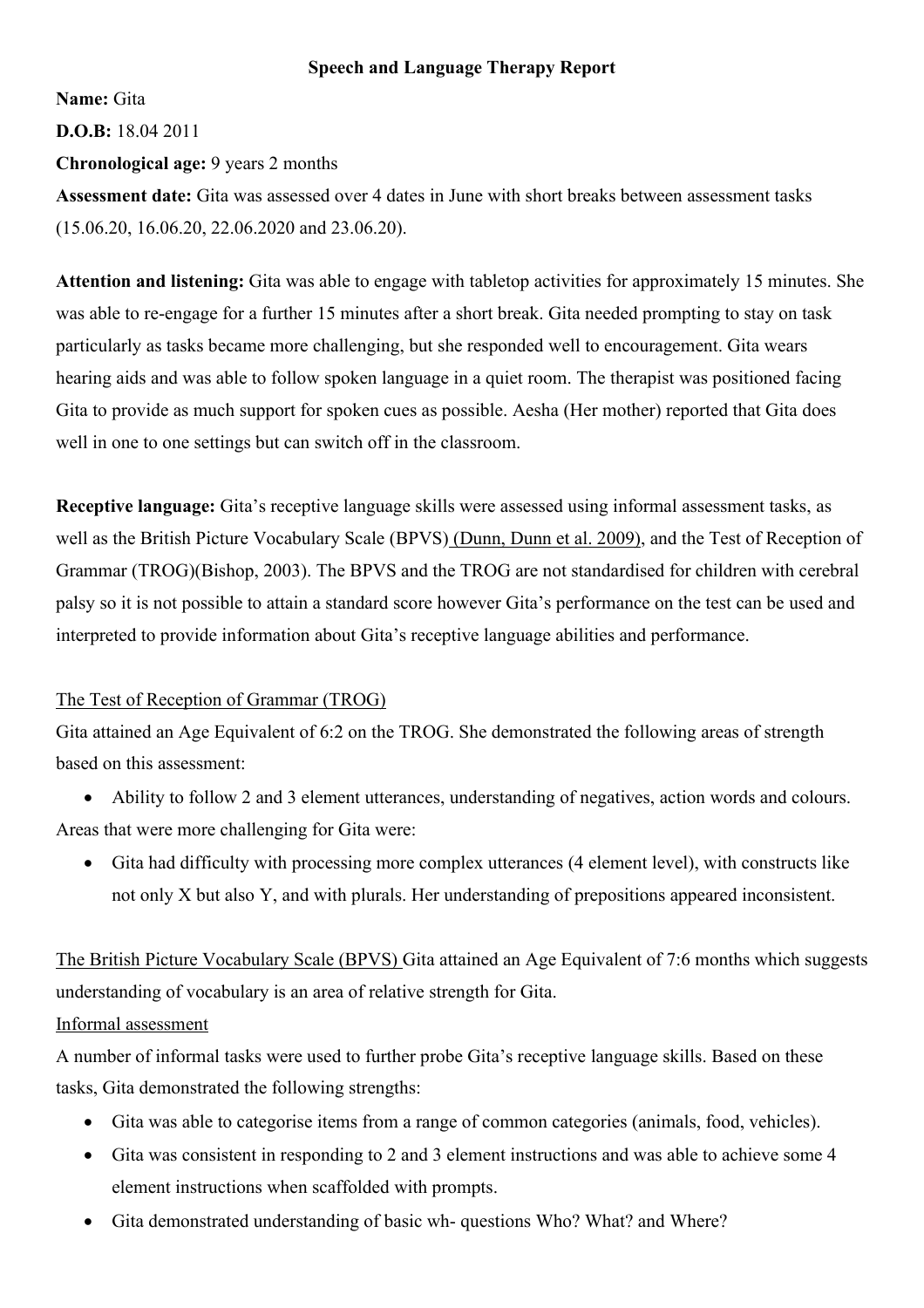**Speech and Language Therapy Report**

**Name:** Gita

**D.O.B:** 18.04 2011

**Chronological age:** 9 years 2 months

**Assessment date:** Gita was assessed over 4 dates in June with short breaks between assessment tasks (15.06.20, 16.06.20, 22.06.2020 and 23.06.20).

**Attention and listening:** Gita was able to engage with tabletop activities for approximately 15 minutes. She was able to re-engage for a further 15 minutes after a short break. Gita needed prompting to stay on task particularly as tasks became more challenging, but she responded well to encouragement. Gita wears hearing aids and was able to follow spoken language in a quiet room. The therapist was positioned facing Gita to provide as much support for spoken cues as possible. Aesha (Her mother) reported that Gita does well in one to one settings but can switch off in the classroom.

**Receptive language:** Gita's receptive language skills were assessed using informal assessment tasks, as well as the British Picture Vocabulary Scale (BPVS) (Dunn, Dunn et al. 2009), and the Test of Reception of Grammar (TROG)(Bishop, 2003). The BPVS and the TROG are not standardised for children with cerebral palsy so it is not possible to attain a standard score however Gita's performance on the test can be used and interpreted to provide information about Gita's receptive language abilities and performance.

<u>The Test of Reception of Grammar (TROG)</u>

Gita attained an Age Equivalent of 6:2 on the TROG. She demonstrated the following areas of strength based on this assessment:

- Ability to follow 2 and 3 element utterances, understanding of negatives, action words and colours.

Areas that were more challenging for Gita were:

- Gita had difficulty with processing more complex utterances (4 element level), with constructs like not only X but also Y, and with plurals. Her understanding of prepositions appeared inconsistent.

<u>The British Picture Vocabulary Scale (BPVS)</u> Gita attained an Age Equivalent of 7:6 months which suggests understanding of vocabulary is an area of relative strength for Gita.

<u>Informal assessment</u>

A number of informal tasks were used to further probe Gita's receptive language skills. Based on these tasks, Gita demonstrated the following strengths:

- Gita was able to categorise items from a range of common categories (animals, food, vehicles).
- Gita was consistent in responding to 2 and 3 element instructions and was able to achieve some 4 element instructions when scaffolded with prompts.
- Gita demonstrated understanding of basic wh- questions Who? What? and Where?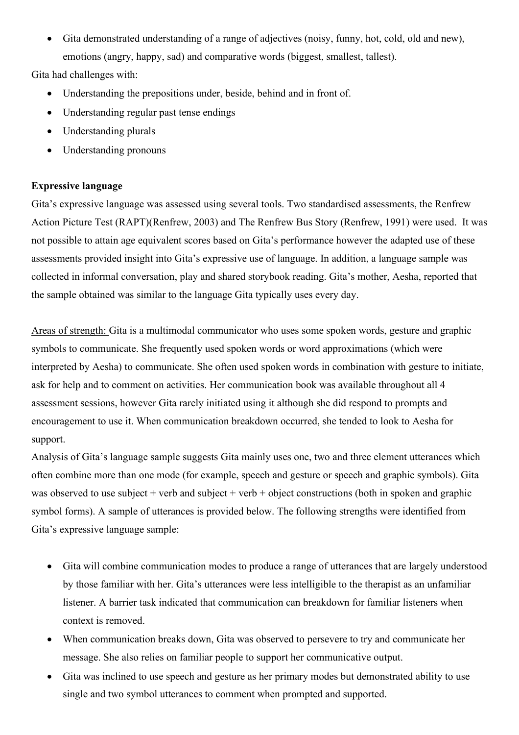- Gita demonstrated understanding of a range of adjectives (noisy, funny, hot, cold, old and new), emotions (angry, happy, sad) and comparative words (biggest, smallest, tallest).

Gita had challenges with:

- Understanding the prepositions under, beside, behind and in front of.
- Understanding regular past tense endings
- Understanding plurals
- Understanding pronouns

**Expressive language**

Gita's expressive language was assessed using several tools. Two standardised assessments, the Renfrew Action Picture Test (RAPT)(Renfrew, 2003) and The Renfrew Bus Story (Renfrew, 1991) were used. It was not possible to attain age equivalent scores based on Gita's performance however the adapted use of these assessments provided insight into Gita's expressive use of language. In addition, a language sample was collected in informal conversation, play and shared storybook reading. Gita's mother, Aesha, reported that the sample obtained was similar to the language Gita typically uses every day.

<u>Areas of strength:</u> Gita is a multimodal communicator who uses some spoken words, gesture and graphic symbols to communicate. She frequently used spoken words or word approximations (which were interpreted by Aesha) to communicate. She often used spoken words in combination with gesture to initiate, ask for help and to comment on activities. Her communication book was available throughout all 4 assessment sessions, however Gita rarely initiated using it although she did respond to prompts and encouragement to use it. When communication breakdown occurred, she tended to look to Aesha for support.

Analysis of Gita's language sample suggests Gita mainly uses one, two and three element utterances which often combine more than one mode (for example, speech and gesture or speech and graphic symbols). Gita was observed to use subject + verb and subject + verb + object constructions (both in spoken and graphic symbol forms). A sample of utterances is provided below. The following strengths were identified from Gita's expressive language sample:

- Gita will combine communication modes to produce a range of utterances that are largely understood by those familiar with her. Gita's utterances were less intelligible to the therapist as an unfamiliar listener. A barrier task indicated that communication can breakdown for familiar listeners when context is removed.
- When communication breaks down, Gita was observed to persevere to try and communicate her message. She also relies on familiar people to support her communicative output.
- Gita was inclined to use speech and gesture as her primary modes but demonstrated ability to use single and two symbol utterances to comment when prompted and supported.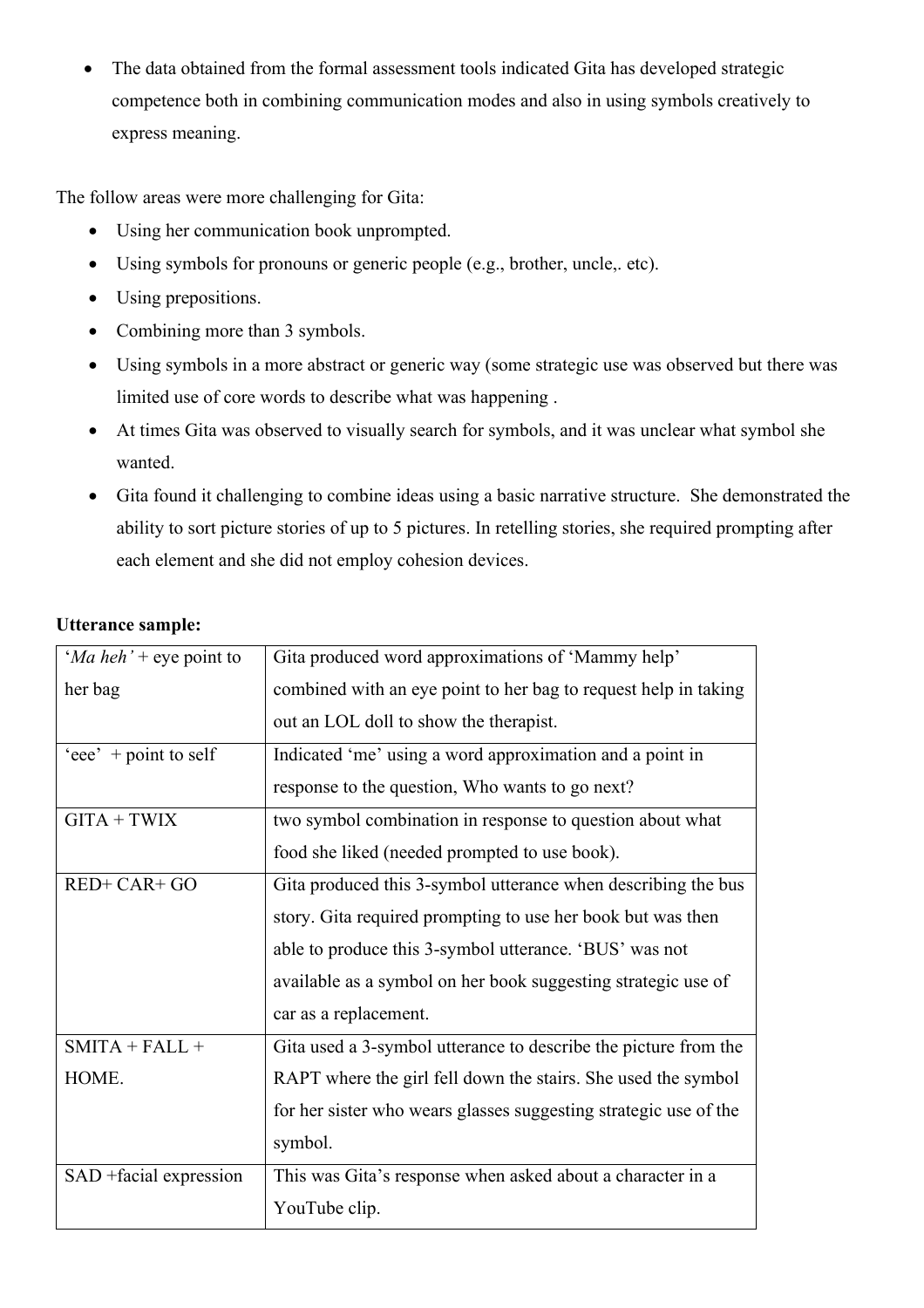- The data obtained from the formal assessment tools indicated Gita has developed strategic competence both in combining communication modes and also in using symbols creatively to express meaning.

The follow areas were more challenging for Gita:

- Using her communication book unprompted.
- Using symbols for pronouns or generic people (e.g., brother, uncle,. etc).
- Using prepositions.
- Combining more than 3 symbols.
- Using symbols in a more abstract or generic way (some strategic use was observed but there was limited use of core words to describe what was happening .
- At times Gita was observed to visually search for symbols, and it was unclear what symbol she wanted.
- Gita found it challenging to combine ideas using a basic narrative structure. She demonstrated the ability to sort picture stories of up to 5 pictures. In retelling stories, she required prompting after each element and she did not employ cohesion devices.

**Utterance sample:**

| | |
|---|---|
| '*Ma heh'* + eye point to her bag | Gita produced word approximations of 'Mammy help' combined with an eye point to her bag to request help in taking out an LOL doll to show the therapist. |
| 'eee' + point to self | Indicated 'me' using a word approximation and a point in response to the question, Who wants to go next? |
| GITA + TWIX | two symbol combination in response to question about what food she liked (needed prompted to use book). |
| RED+ CAR+ GO | Gita produced this 3-symbol utterance when describing the bus story. Gita required prompting to use her book but was then able to produce this 3-symbol utterance. 'BUS' was not available as a symbol on her book suggesting strategic use of car as a replacement. |
| SMITA + FALL + HOME. | Gita used a 3-symbol utterance to describe the picture from the RAPT where the girl fell down the stairs. She used the symbol for her sister who wears glasses suggesting strategic use of the symbol. |
| SAD +facial expression | This was Gita's response when asked about a character in a YouTube clip. |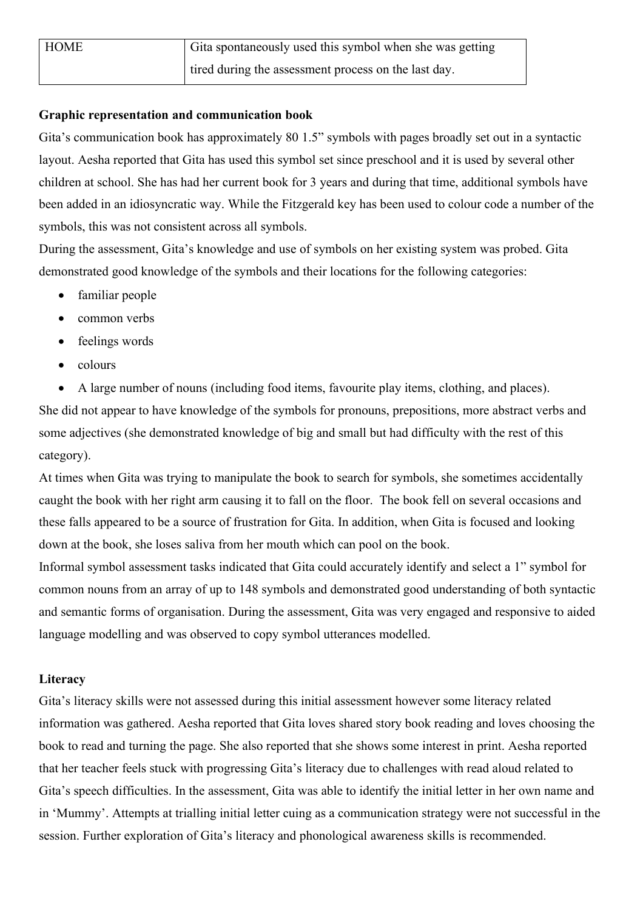| HOME | Gita spontaneously used this symbol when she was getting tired during the assessment process on the last day. |
|---|---|

**Graphic representation and communication book**

Gita's communication book has approximately 80 1.5" symbols with pages broadly set out in a syntactic layout. Aesha reported that Gita has used this symbol set since preschool and it is used by several other children at school. She has had her current book for 3 years and during that time, additional symbols have been added in an idiosyncratic way. While the Fitzgerald key has been used to colour code a number of the symbols, this was not consistent across all symbols.

During the assessment, Gita's knowledge and use of symbols on her existing system was probed. Gita demonstrated good knowledge of the symbols and their locations for the following categories:

- familiar people
- common verbs
- feelings words
- colours
- A large number of nouns (including food items, favourite play items, clothing, and places).

She did not appear to have knowledge of the symbols for pronouns, prepositions, more abstract verbs and some adjectives (she demonstrated knowledge of big and small but had difficulty with the rest of this category).

At times when Gita was trying to manipulate the book to search for symbols, she sometimes accidentally caught the book with her right arm causing it to fall on the floor. The book fell on several occasions and these falls appeared to be a source of frustration for Gita. In addition, when Gita is focused and looking down at the book, she loses saliva from her mouth which can pool on the book.

Informal symbol assessment tasks indicated that Gita could accurately identify and select a 1" symbol for common nouns from an array of up to 148 symbols and demonstrated good understanding of both syntactic and semantic forms of organisation. During the assessment, Gita was very engaged and responsive to aided language modelling and was observed to copy symbol utterances modelled.

**Literacy**

Gita's literacy skills were not assessed during this initial assessment however some literacy related information was gathered. Aesha reported that Gita loves shared story book reading and loves choosing the book to read and turning the page. She also reported that she shows some interest in print. Aesha reported that her teacher feels stuck with progressing Gita's literacy due to challenges with read aloud related to Gita's speech difficulties. In the assessment, Gita was able to identify the initial letter in her own name and in 'Mummy'. Attempts at trialling initial letter cuing as a communication strategy were not successful in the session. Further exploration of Gita's literacy and phonological awareness skills is recommended.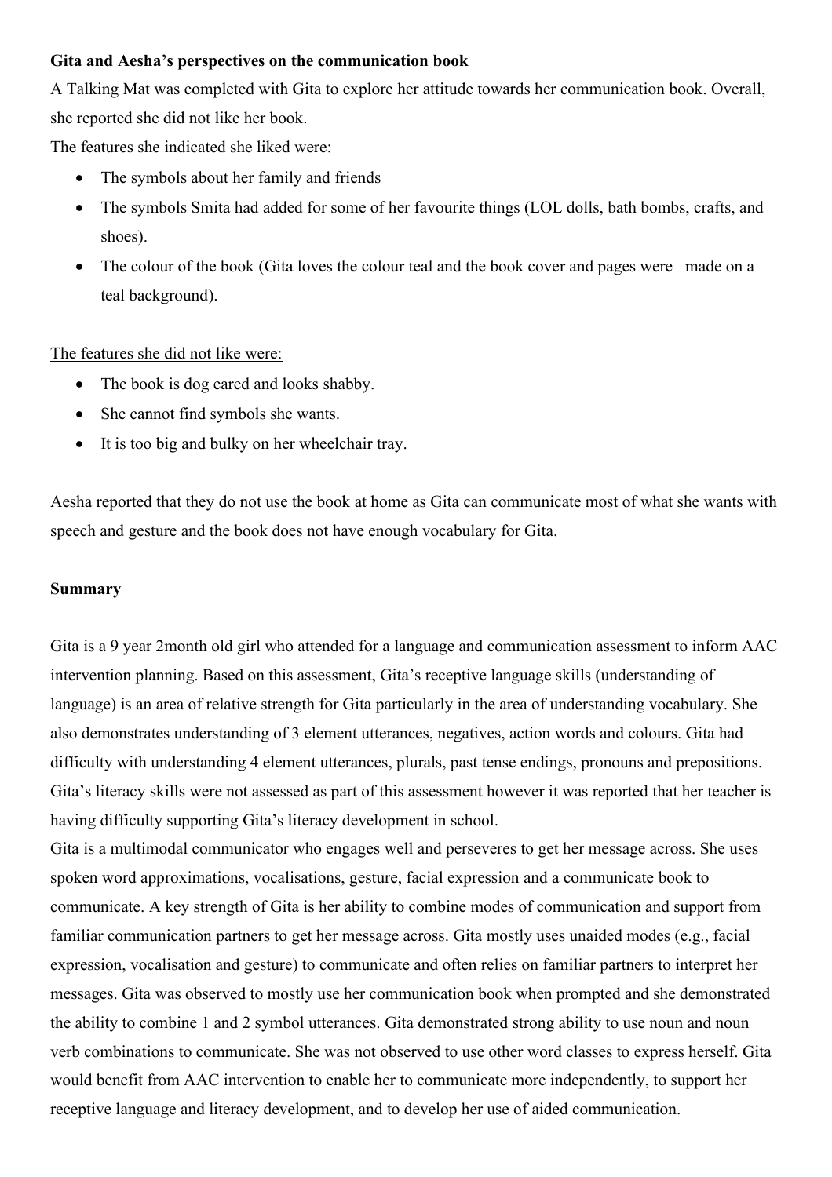**Gita and Aesha's perspectives on the communication book**

A Talking Mat was completed with Gita to explore her attitude towards her communication book. Overall, she reported she did not like her book.

<u>The features she indicated she liked were:</u>

- The symbols about her family and friends
- The symbols Smita had added for some of her favourite things (LOL dolls, bath bombs, crafts, and shoes).
- The colour of the book (Gita loves the colour teal and the book cover and pages were made on a teal background).

<u>The features she did not like were:</u>

- The book is dog eared and looks shabby.
- She cannot find symbols she wants.
- It is too big and bulky on her wheelchair tray.

Aesha reported that they do not use the book at home as Gita can communicate most of what she wants with speech and gesture and the book does not have enough vocabulary for Gita.

**Summary**

Gita is a 9 year 2month old girl who attended for a language and communication assessment to inform AAC intervention planning. Based on this assessment, Gita's receptive language skills (understanding of language) is an area of relative strength for Gita particularly in the area of understanding vocabulary. She also demonstrates understanding of 3 element utterances, negatives, action words and colours. Gita had difficulty with understanding 4 element utterances, plurals, past tense endings, pronouns and prepositions. Gita's literacy skills were not assessed as part of this assessment however it was reported that her teacher is having difficulty supporting Gita's literacy development in school.

Gita is a multimodal communicator who engages well and perseveres to get her message across. She uses spoken word approximations, vocalisations, gesture, facial expression and a communicate book to communicate. A key strength of Gita is her ability to combine modes of communication and support from familiar communication partners to get her message across. Gita mostly uses unaided modes (e.g., facial expression, vocalisation and gesture) to communicate and often relies on familiar partners to interpret her messages. Gita was observed to mostly use her communication book when prompted and she demonstrated the ability to combine 1 and 2 symbol utterances. Gita demonstrated strong ability to use noun and noun verb combinations to communicate. She was not observed to use other word classes to express herself. Gita would benefit from AAC intervention to enable her to communicate more independently, to support her receptive language and literacy development, and to develop her use of aided communication.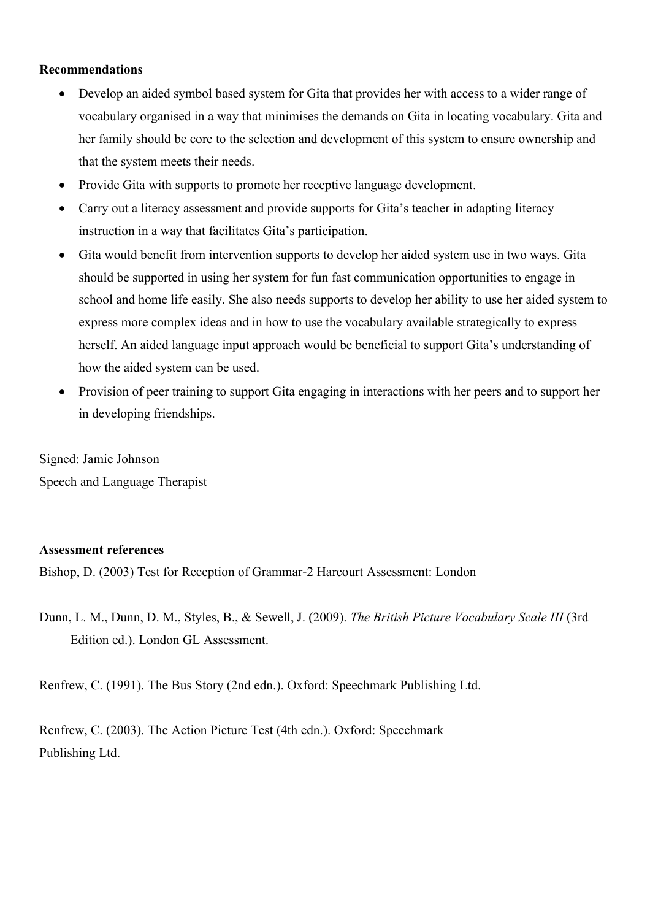**Recommendations**

- Develop an aided symbol based system for Gita that provides her with access to a wider range of vocabulary organised in a way that minimises the demands on Gita in locating vocabulary. Gita and her family should be core to the selection and development of this system to ensure ownership and that the system meets their needs.
- Provide Gita with supports to promote her receptive language development.
- Carry out a literacy assessment and provide supports for Gita's teacher in adapting literacy instruction in a way that facilitates Gita's participation.
- Gita would benefit from intervention supports to develop her aided system use in two ways. Gita should be supported in using her system for fun fast communication opportunities to engage in school and home life easily. She also needs supports to develop her ability to use her aided system to express more complex ideas and in how to use the vocabulary available strategically to express herself. An aided language input approach would be beneficial to support Gita's understanding of how the aided system can be used.
- Provision of peer training to support Gita engaging in interactions with her peers and to support her in developing friendships.

Signed: Jamie Johnson
Speech and Language Therapist

**Assessment references**

Bishop, D. (2003) Test for Reception of Grammar-2 Harcourt Assessment: London

Dunn, L. M., Dunn, D. M., Styles, B., & Sewell, J. (2009). *The British Picture Vocabulary Scale III* (3rd Edition ed.). London GL Assessment.

Renfrew, C. (1991). The Bus Story (2nd edn.). Oxford: Speechmark Publishing Ltd.

Renfrew, C. (2003). The Action Picture Test (4th edn.). Oxford: Speechmark Publishing Ltd.